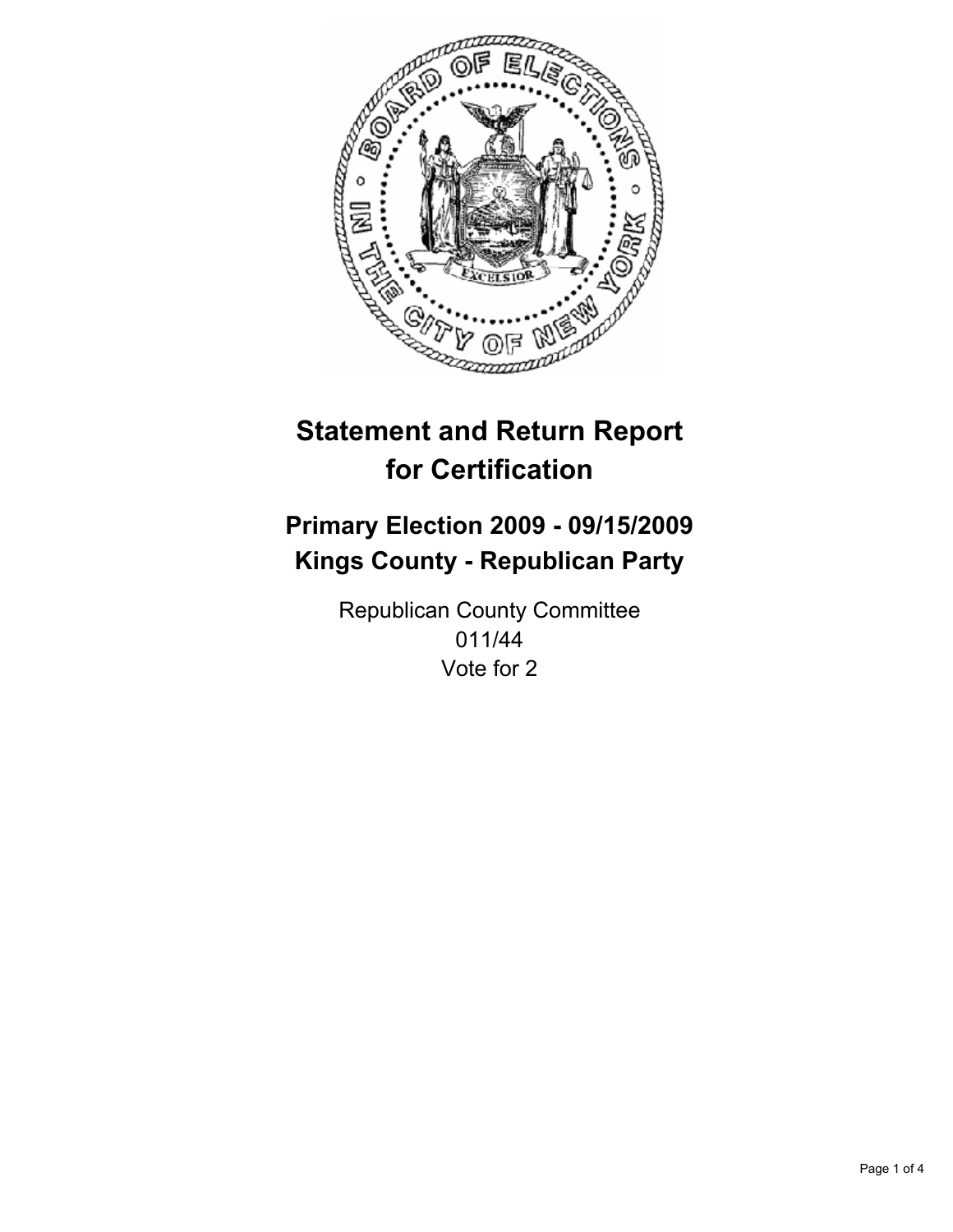# Statement and Return Report for Certification

## Primary Election 2009 - 09/15/2009
## Kings County - Republican Party

Republican County Committee
011/44
Vote for 2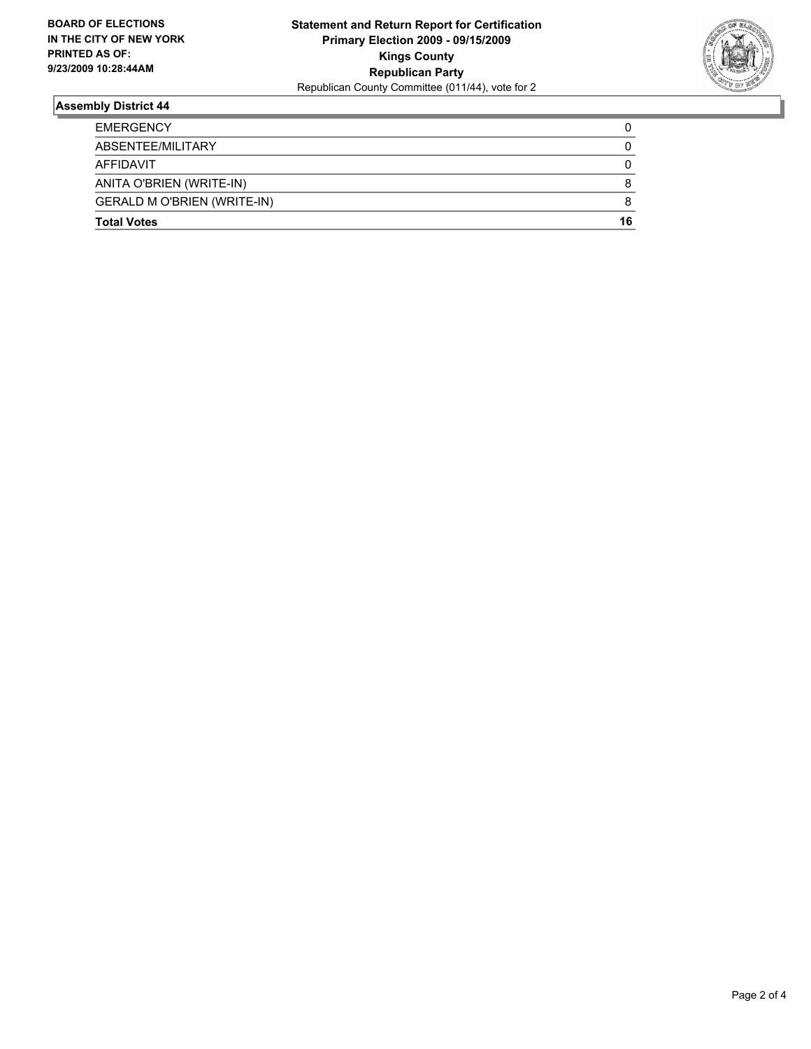**BOARD OF ELECTIONS IN THE CITY OF NEW YORK PRINTED AS OF: 9/23/2009 10:28:44AM**

**Statement and Return Report for Certification Primary Election 2009 - 09/15/2009 Kings County Republican Party**

Republican County Committee (011/44), vote for 2

## Assembly District 44

| | |
|---|---|
| EMERGENCY | 0 |
| ABSENTEE/MILITARY | 0 |
| AFFIDAVIT | 0 |
| ANITA O'BRIEN (WRITE-IN) | 8 |
| GERALD M O'BRIEN (WRITE-IN) | 8 |
| **Total Votes** | **16** |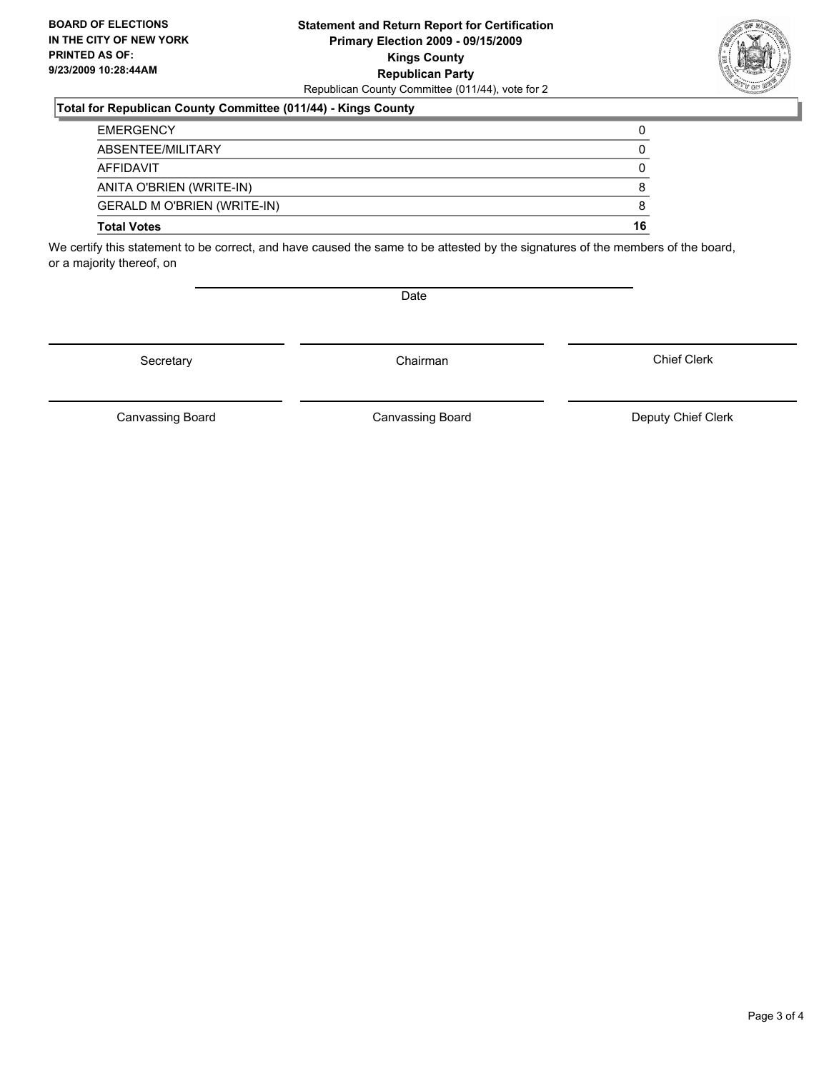**BOARD OF ELECTIONS IN THE CITY OF NEW YORK PRINTED AS OF: 9/23/2009 10:28:44AM**

**Statement and Return Report for Certification**
**Primary Election 2009 - 09/15/2009**
**Kings County**
**Republican Party**
Republican County Committee (011/44), vote for 2

### Total for Republican County Committee (011/44) - Kings County

| | |
|---|---|
| EMERGENCY | 0 |
| ABSENTEE/MILITARY | 0 |
| AFFIDAVIT | 0 |
| ANITA O'BRIEN (WRITE-IN) | 8 |
| GERALD M O'BRIEN (WRITE-IN) | 8 |
| **Total Votes** | **16** |

We certify this statement to be correct, and have caused the same to be attested by the signatures of the members of the board, or a majority thereof, on

Date

Secretary | Chairman | Chief Clerk

Canvassing Board | Canvassing Board | Deputy Chief Clerk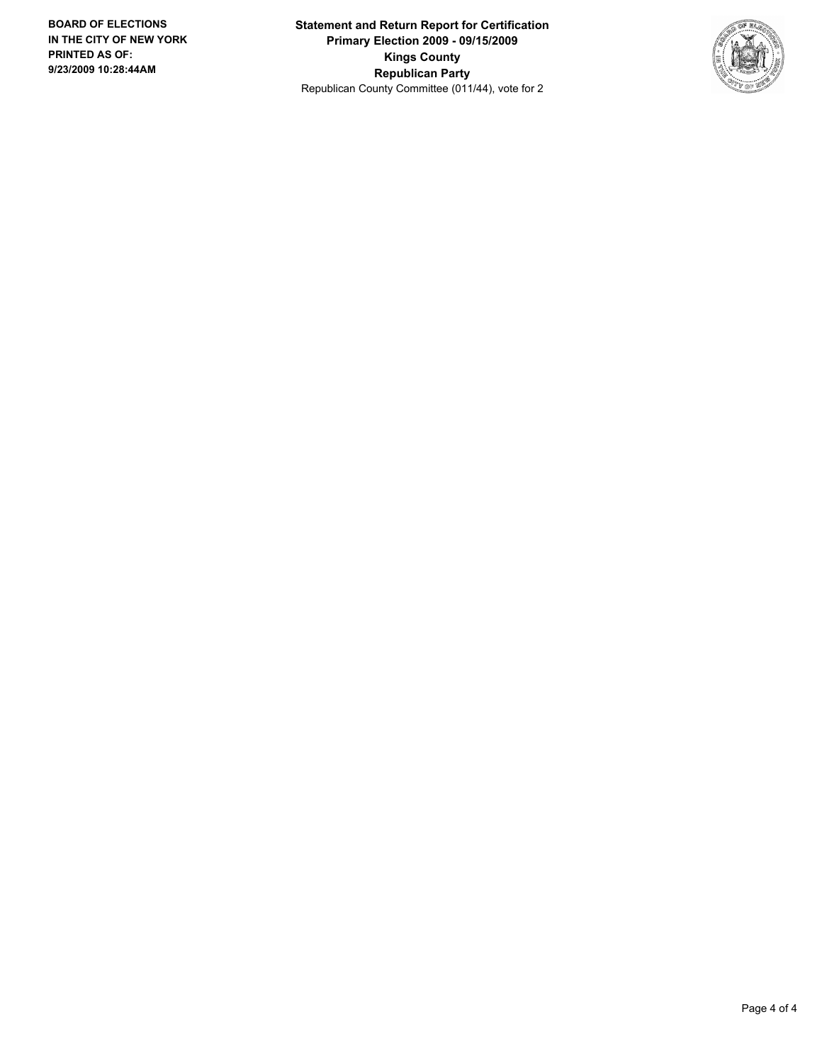**BOARD OF ELECTIONS**
**IN THE CITY OF NEW YORK**
**PRINTED AS OF:**
**9/23/2009 10:28:44AM**

**Statement and Return Report for Certification**
**Primary Election 2009 - 09/15/2009**
**Kings County**
**Republican Party**
Republican County Committee (011/44), vote for 2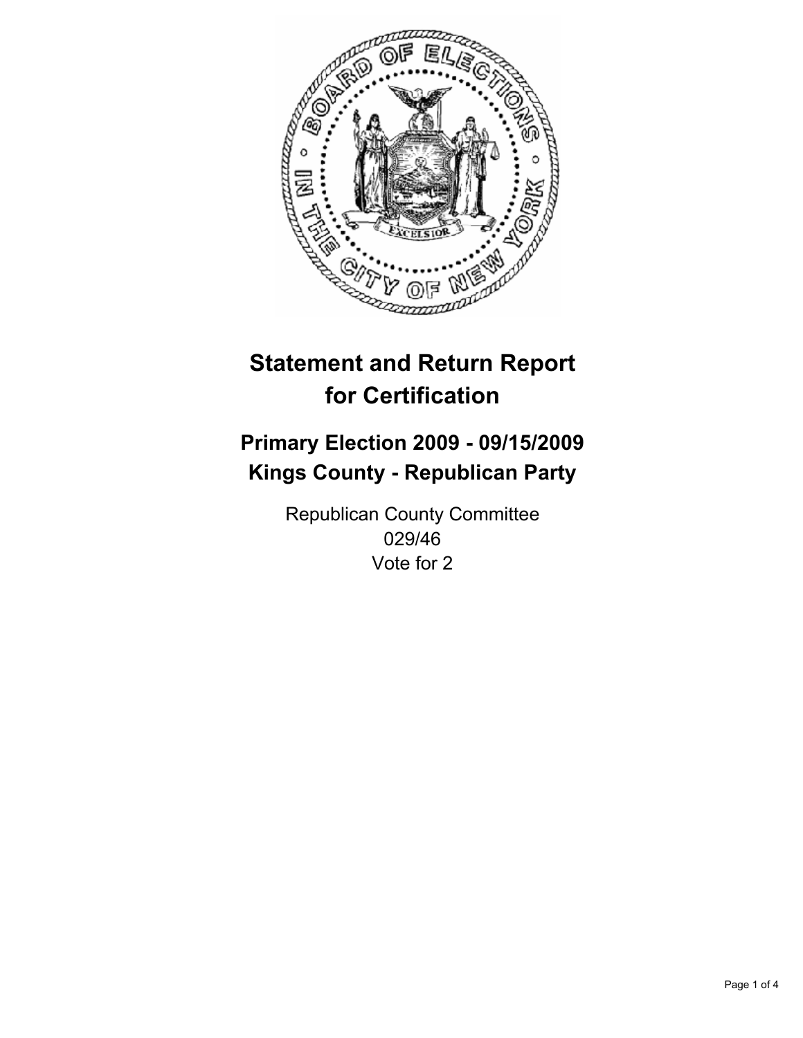# Statement and Return Report for Certification

## Primary Election 2009 - 09/15/2009
## Kings County - Republican Party

Republican County Committee
029/46
Vote for 2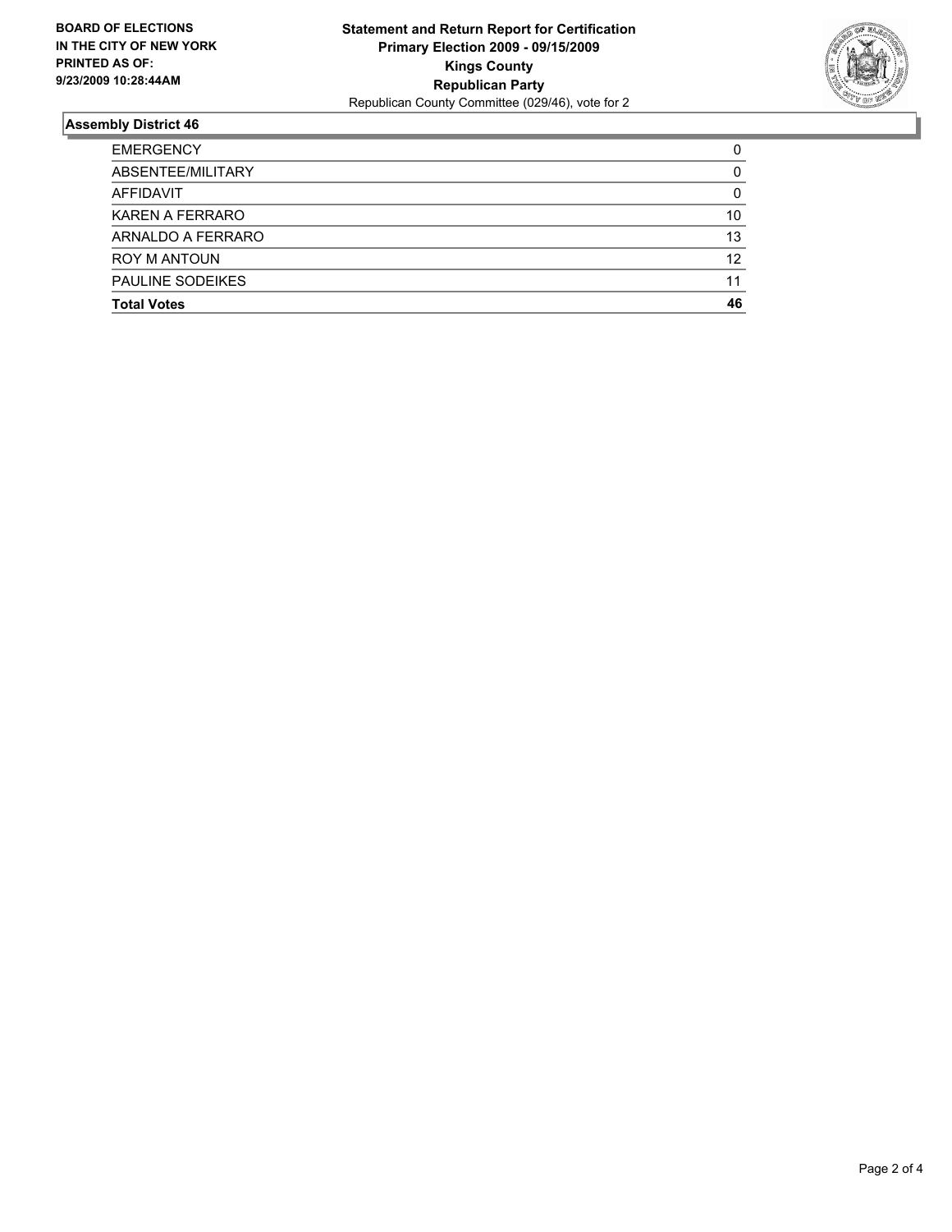**BOARD OF ELECTIONS IN THE CITY OF NEW YORK PRINTED AS OF: 9/23/2009 10:28:44AM**

**Statement and Return Report for Certification**
**Primary Election 2009 - 09/15/2009**
**Kings County**
**Republican Party**
Republican County Committee (029/46), vote for 2

## Assembly District 46

| | |
|---|---|
| EMERGENCY | 0 |
| ABSENTEE/MILITARY | 0 |
| AFFIDAVIT | 0 |
| KAREN A FERRARO | 10 |
| ARNALDO A FERRARO | 13 |
| ROY M ANTOUN | 12 |
| PAULINE SODEIKES | 11 |
| **Total Votes** | **46** |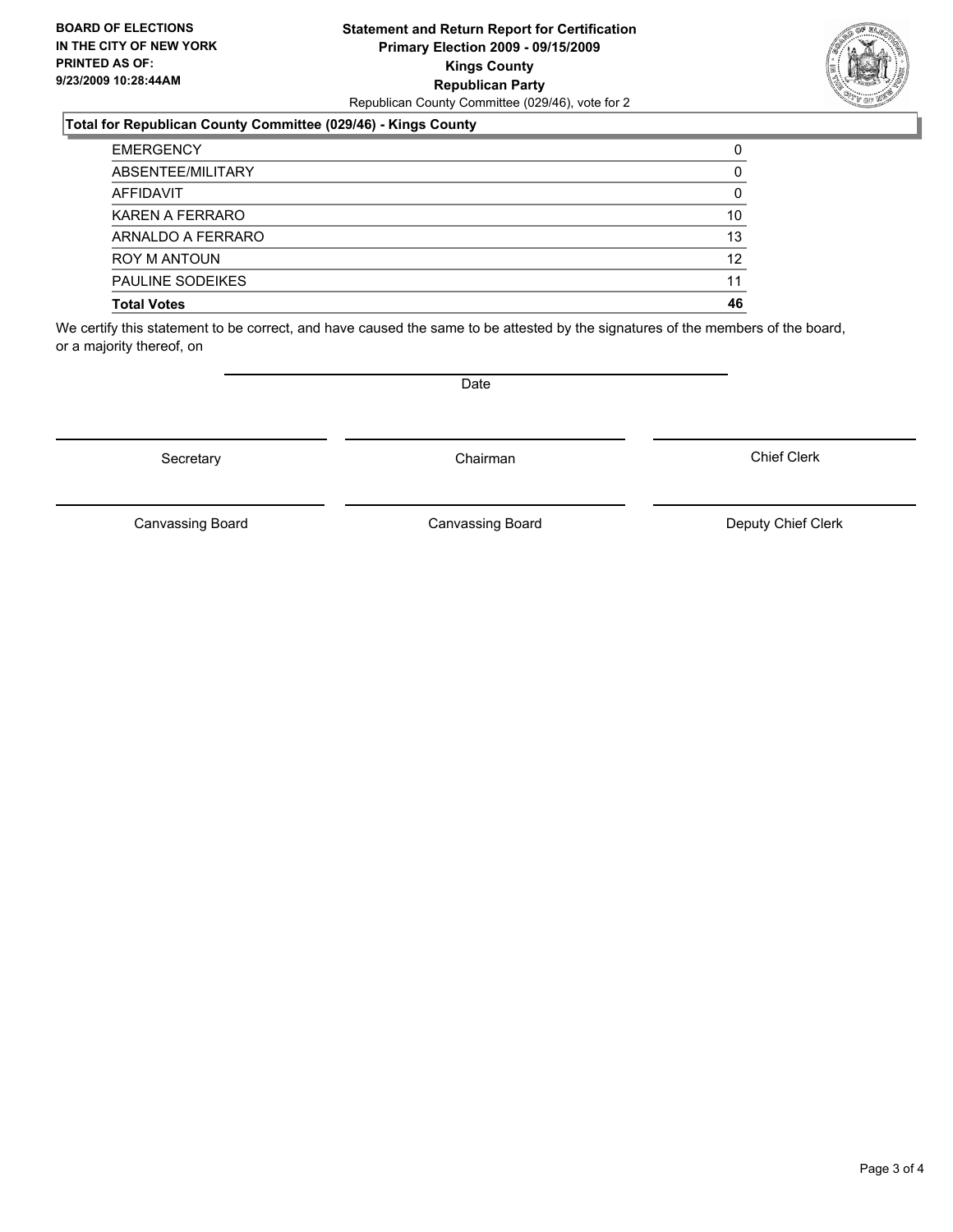**BOARD OF ELECTIONS IN THE CITY OF NEW YORK PRINTED AS OF: 9/23/2009 10:28:44AM**

**Statement and Return Report for Certification**
**Primary Election 2009 - 09/15/2009**
**Kings County**
**Republican Party**
Republican County Committee (029/46), vote for 2

**Total for Republican County Committee (029/46) - Kings County**

| | |
|---|---|
| EMERGENCY | 0 |
| ABSENTEE/MILITARY | 0 |
| AFFIDAVIT | 0 |
| KAREN A FERRARO | 10 |
| ARNALDO A FERRARO | 13 |
| ROY M ANTOUN | 12 |
| PAULINE SODEIKES | 11 |
| **Total Votes** | **46** |

We certify this statement to be correct, and have caused the same to be attested by the signatures of the members of the board, or a majority thereof, on

Date

Secretary — Chairman — Chief Clerk

Canvassing Board — Canvassing Board — Deputy Chief Clerk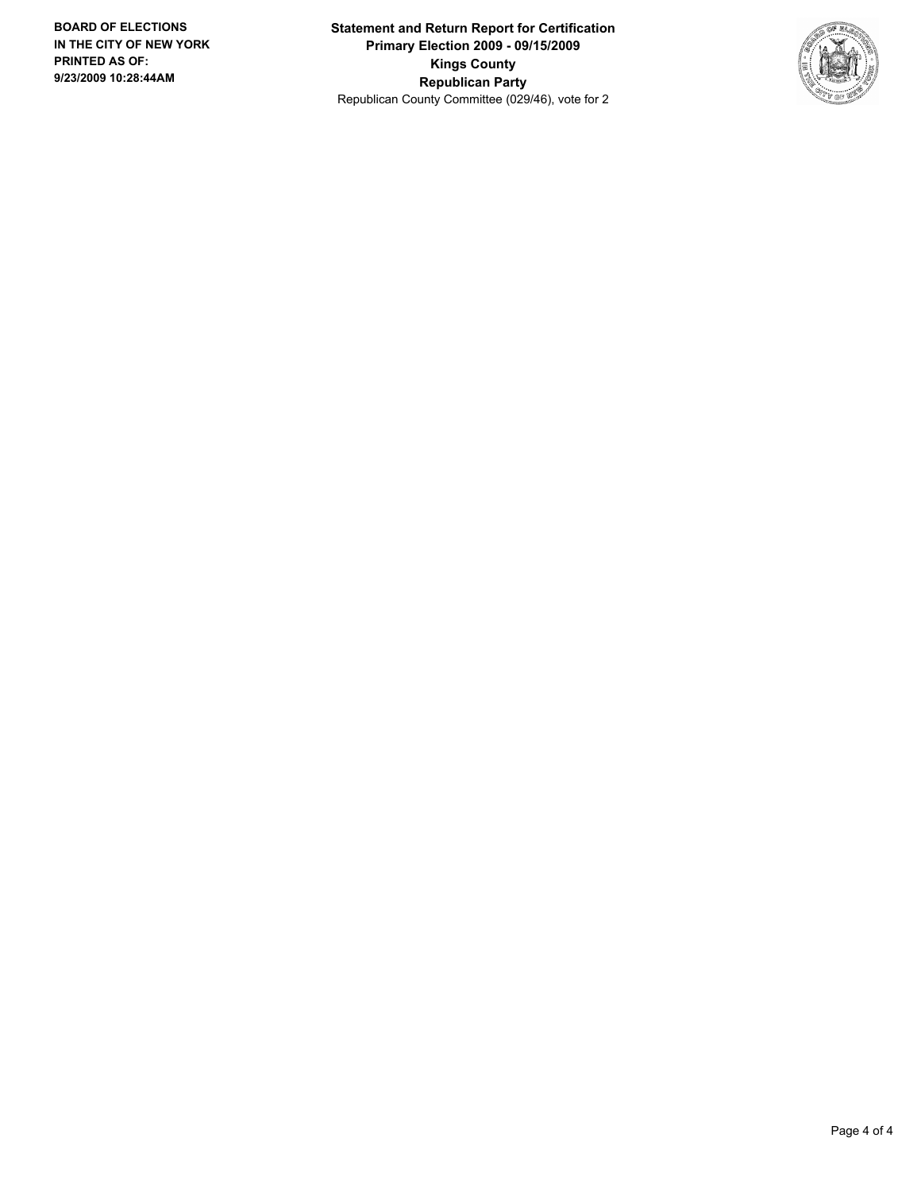**Statement and Return Report for Certification**
**Primary Election 2009 - 09/15/2009**
**Kings County**
**Republican Party**
Republican County Committee (029/46), vote for 2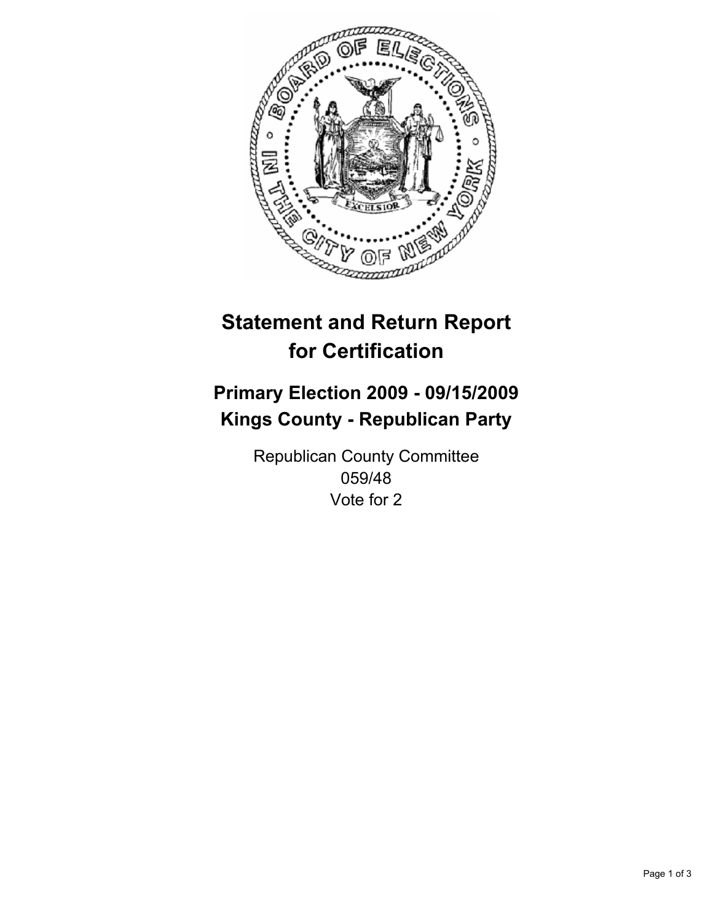# Statement and Return Report for Certification

## Primary Election 2009 - 09/15/2009
## Kings County - Republican Party

Republican County Committee
059/48
Vote for 2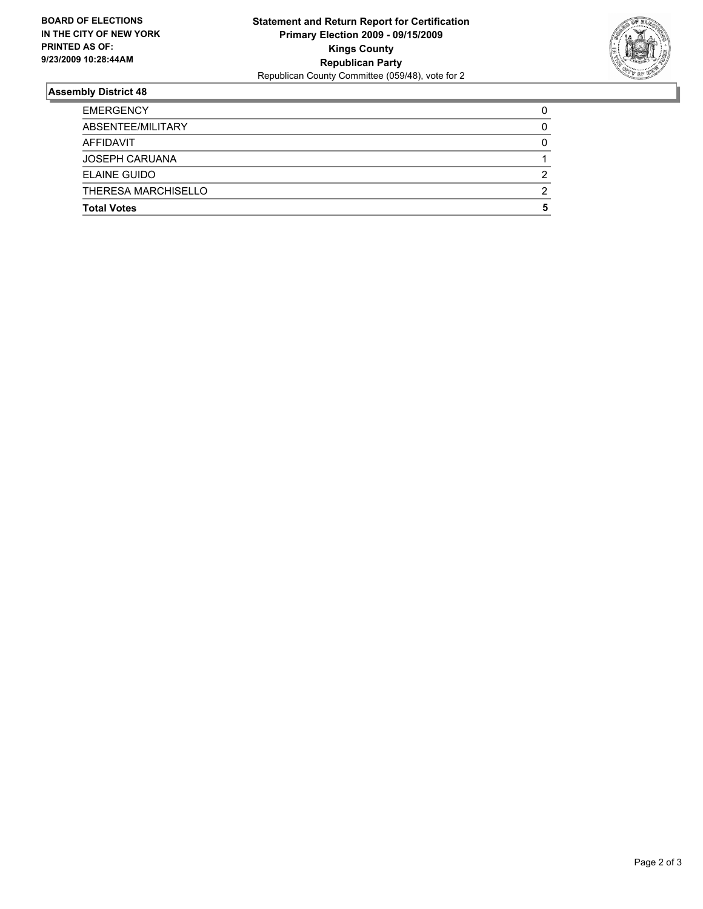**BOARD OF ELECTIONS IN THE CITY OF NEW YORK PRINTED AS OF: 9/23/2009 10:28:44AM**

**Statement and Return Report for Certification**
**Primary Election 2009 - 09/15/2009**
**Kings County**
**Republican Party**
Republican County Committee (059/48), vote for 2

## Assembly District 48

| | |
|---|---|
| EMERGENCY | 0 |
| ABSENTEE/MILITARY | 0 |
| AFFIDAVIT | 0 |
| JOSEPH CARUANA | 1 |
| ELAINE GUIDO | 2 |
| THERESA MARCHISELLO | 2 |
| **Total Votes** | **5** |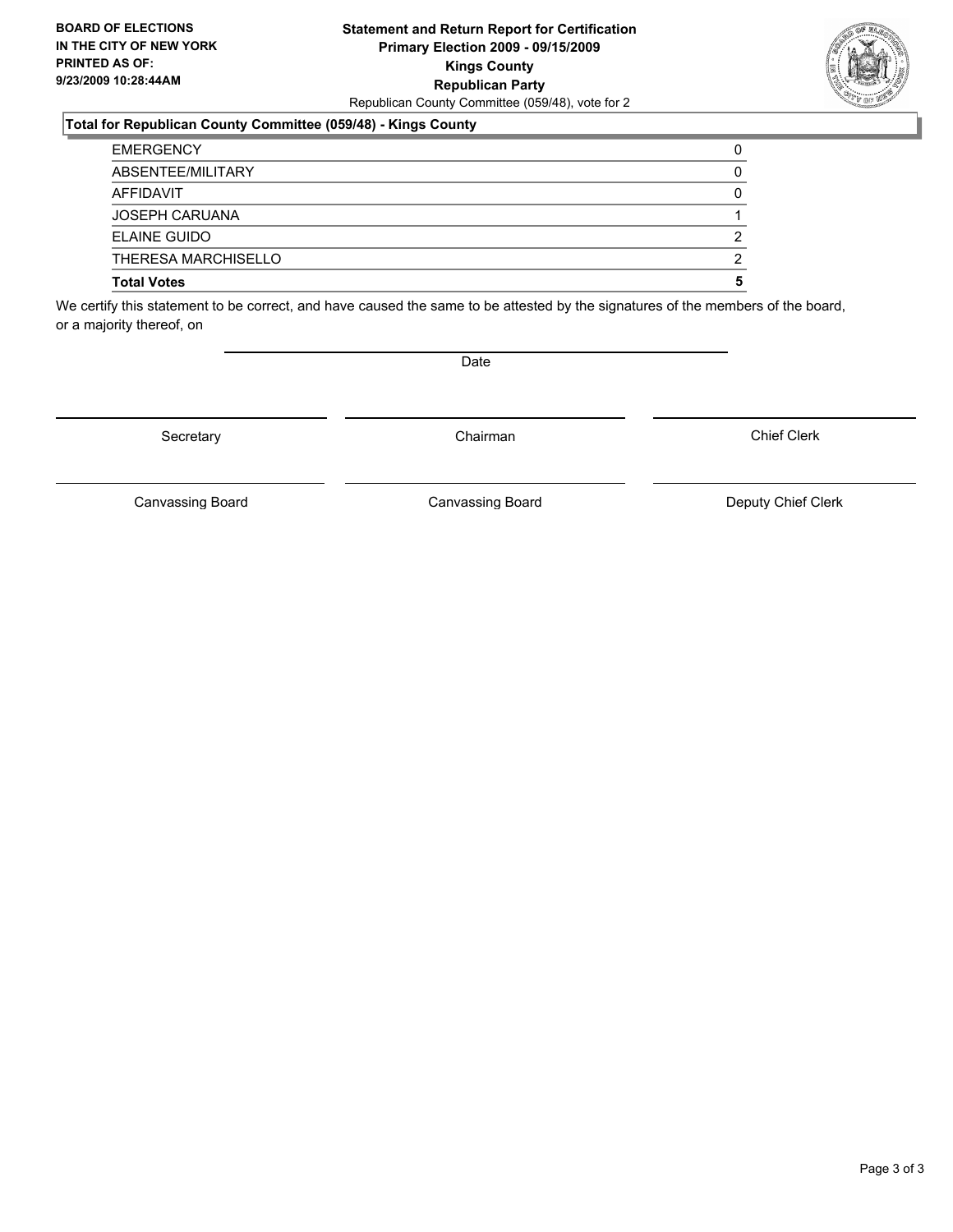**BOARD OF ELECTIONS IN THE CITY OF NEW YORK PRINTED AS OF: 9/23/2009 10:28:44AM**

**Statement and Return Report for Certification Primary Election 2009 - 09/15/2009 Kings County Republican Party**

Republican County Committee (059/48), vote for 2

### Total for Republican County Committee (059/48) - Kings County

| | |
|---|---|
| EMERGENCY | 0 |
| ABSENTEE/MILITARY | 0 |
| AFFIDAVIT | 0 |
| JOSEPH CARUANA | 1 |
| ELAINE GUIDO | 2 |
| THERESA MARCHISELLO | 2 |
| **Total Votes** | **5** |

We certify this statement to be correct, and have caused the same to be attested by the signatures of the members of the board, or a majority thereof, on

Date

Secretary | Chairman | Chief Clerk

Canvassing Board | Canvassing Board | Deputy Chief Clerk